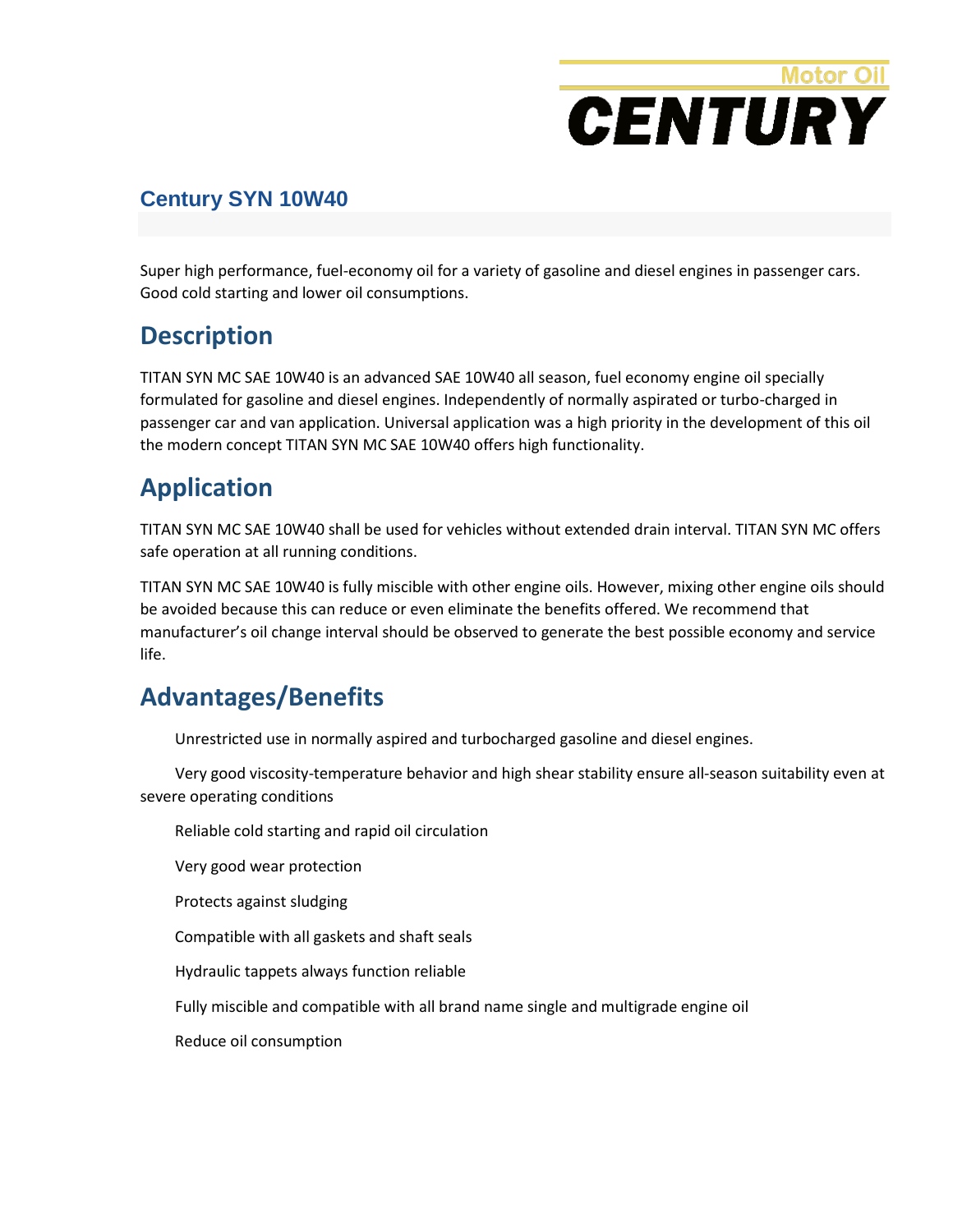Motor Oil

**CENTURY**

## Century SYN 10W40

Super high performance, fuel-economy oil for a variety of gasoline and diesel engines in passenger cars. Good cold starting and lower oil consumptions.

## Description

TITAN SYN MC SAE 10W40 is an advanced SAE 10W40 all season, fuel economy engine oil specially formulated for gasoline and diesel engines. Independently of normally aspirated or turbo-charged in passenger car and van application. Universal application was a high priority in the development of this oil the modern concept TITAN SYN MC SAE 10W40 offers high functionality.

## Application

TITAN SYN MC SAE 10W40 shall be used for vehicles without extended drain interval. TITAN SYN MC offers safe operation at all running conditions.

TITAN SYN MC SAE 10W40 is fully miscible with other engine oils. However, mixing other engine oils should be avoided because this can reduce or even eliminate the benefits offered. We recommend that manufacturer's oil change interval should be observed to generate the best possible economy and service life.

## Advantages/Benefits

Unrestricted use in normally aspired and turbocharged gasoline and diesel engines.

Very good viscosity-temperature behavior and high shear stability ensure all-season suitability even at severe operating conditions

Reliable cold starting and rapid oil circulation

Very good wear protection

Protects against sludging

Compatible with all gaskets and shaft seals

Hydraulic tappets always function reliable

Fully miscible and compatible with all brand name single and multigrade engine oil

Reduce oil consumption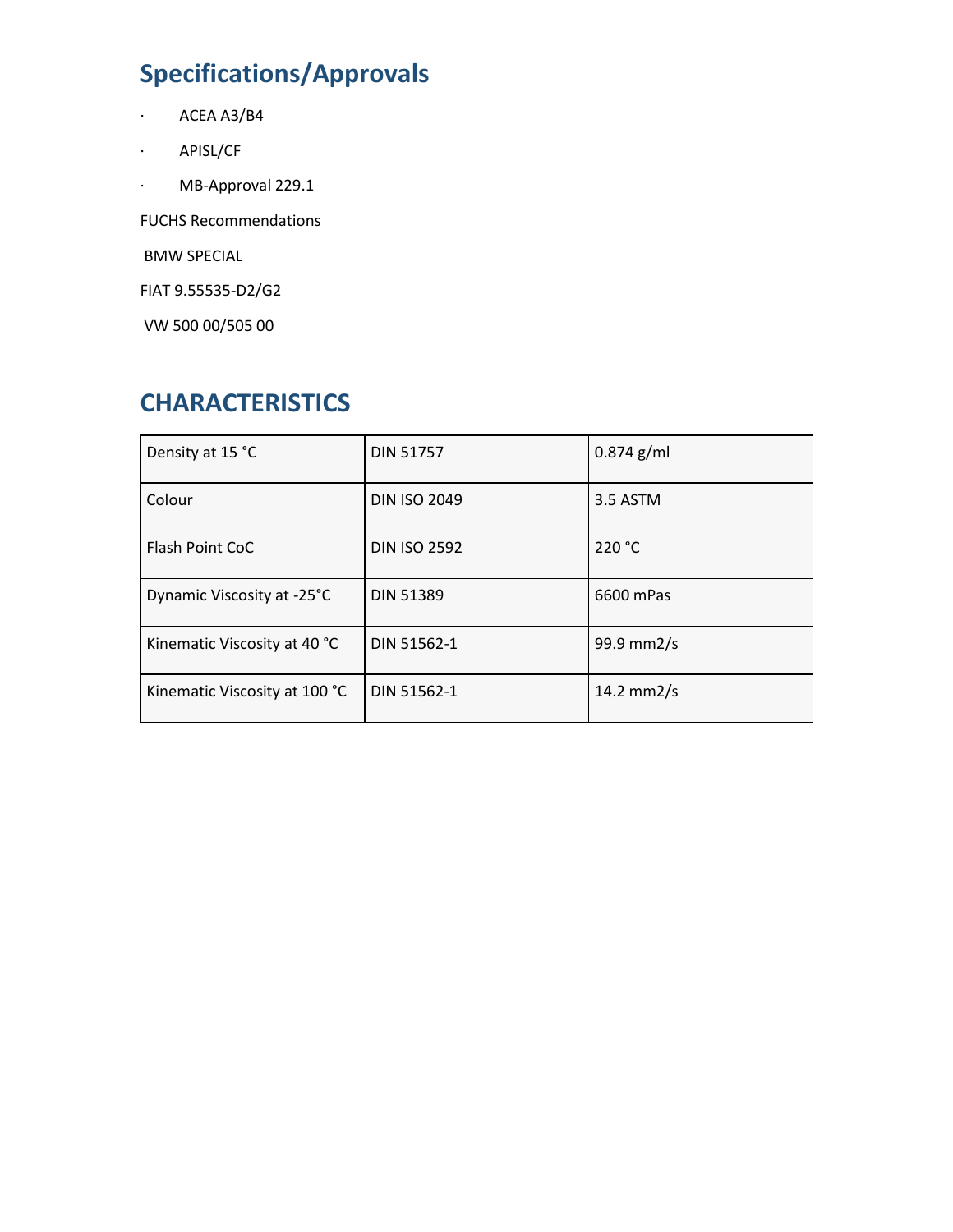## Specifications/Approvals

- ACEA A3/B4
- APISL/CF
- MB-Approval 229.1

FUCHS Recommendations

BMW SPECIAL

FIAT 9.55535-D2/G2

VW 500 00/505 00

## CHARACTERISTICS

| | | |
|---|---|---|
| Density at 15 °C | DIN 51757 | 0.874 g/ml |
| Colour | DIN ISO 2049 | 3.5 ASTM |
| Flash Point CoC | DIN ISO 2592 | 220 °C |
| Dynamic Viscosity at -25°C | DIN 51389 | 6600 mPas |
| Kinematic Viscosity at 40 °C | DIN 51562-1 | 99.9 mm2/s |
| Kinematic Viscosity at 100 °C | DIN 51562-1 | 14.2 mm2/s |